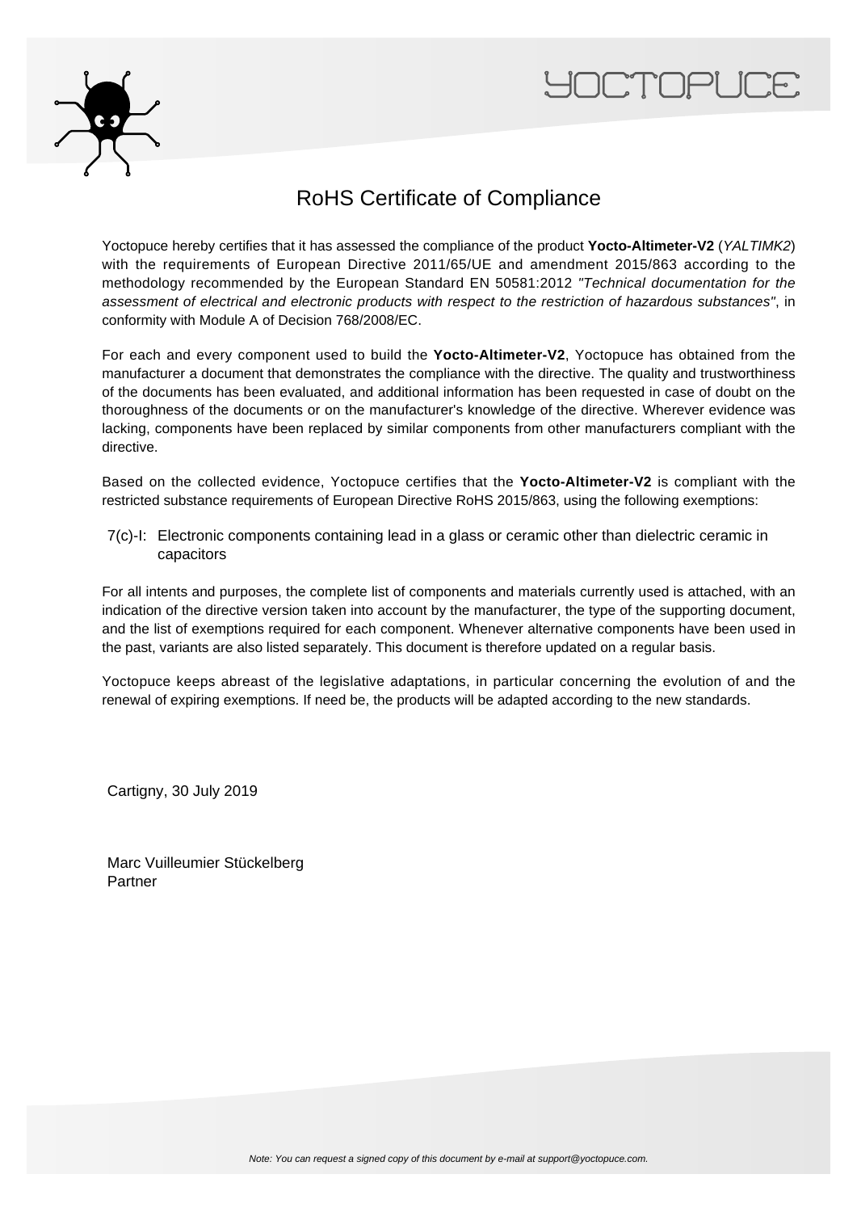# RoHS Certificate of Compliance

Yoctopuce hereby certifies that it has assessed the compliance of the product **Yocto-Altimeter-V2** (*YALTIMK2*) with the requirements of European Directive 2011/65/UE and amendment 2015/863 according to the methodology recommended by the European Standard EN 50581:2012 *"Technical documentation for the assessment of electrical and electronic products with respect to the restriction of hazardous substances"*, in conformity with Module A of Decision 768/2008/EC.

For each and every component used to build the **Yocto-Altimeter-V2**, Yoctopuce has obtained from the manufacturer a document that demonstrates the compliance with the directive. The quality and trustworthiness of the documents has been evaluated, and additional information has been requested in case of doubt on the thoroughness of the documents or on the manufacturer's knowledge of the directive. Wherever evidence was lacking, components have been replaced by similar components from other manufacturers compliant with the directive.

Based on the collected evidence, Yoctopuce certifies that the **Yocto-Altimeter-V2** is compliant with the restricted substance requirements of European Directive RoHS 2015/863, using the following exemptions:

7(c)-I: Electronic components containing lead in a glass or ceramic other than dielectric ceramic in capacitors

For all intents and purposes, the complete list of components and materials currently used is attached, with an indication of the directive version taken into account by the manufacturer, the type of the supporting document, and the list of exemptions required for each component. Whenever alternative components have been used in the past, variants are also listed separately. This document is therefore updated on a regular basis.

Yoctopuce keeps abreast of the legislative adaptations, in particular concerning the evolution of and the renewal of expiring exemptions. If need be, the products will be adapted according to the new standards.

Cartigny, 30 July 2019

Marc Vuilleumier Stückelberg
Partner

*Note: You can request a signed copy of this document by e-mail at support@yoctopuce.com.*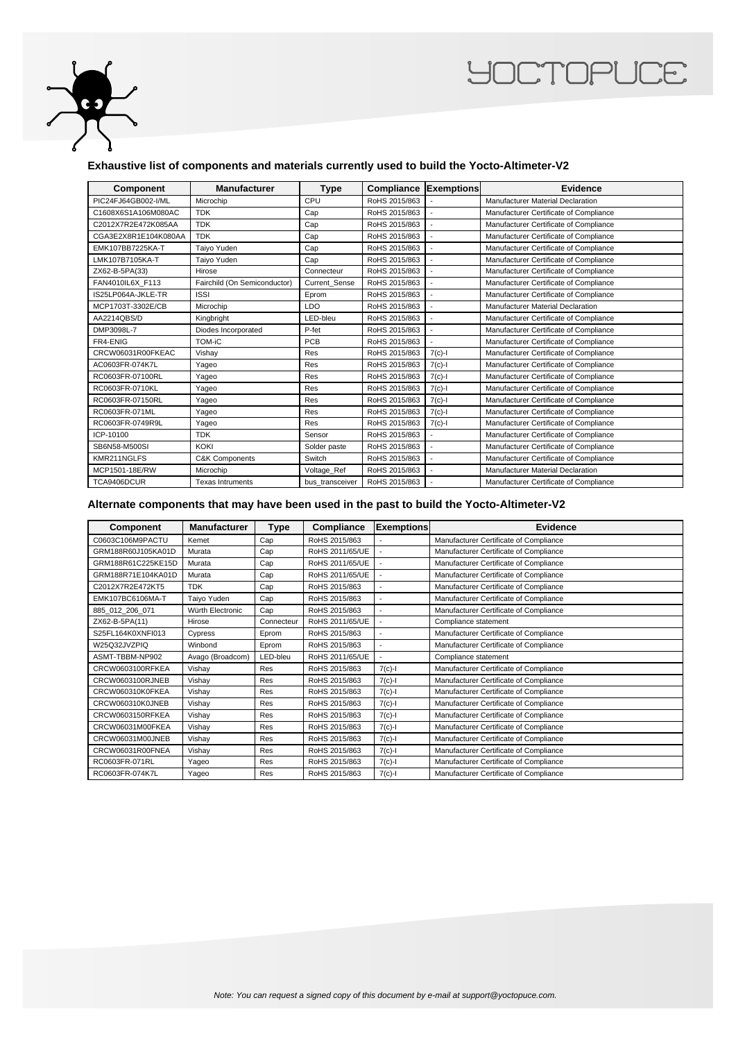YOCTOPUCE

### Exhaustive list of components and materials currently used to build the Yocto-Altimeter-V2

| Component | Manufacturer | Type | Compliance | Exemptions | Evidence |
|---|---|---|---|---|---|
| PIC24FJ64GB002-I/ML | Microchip | CPU | RoHS 2015/863 | - | Manufacturer Material Declaration |
| C1608X6S1A106M080AC | TDK | Cap | RoHS 2015/863 | - | Manufacturer Certificate of Compliance |
| C2012X7R2E472K085AA | TDK | Cap | RoHS 2015/863 | - | Manufacturer Certificate of Compliance |
| CGA3E2X8R1E104K080AA | TDK | Cap | RoHS 2015/863 | - | Manufacturer Certificate of Compliance |
| EMK107BB7225KA-T | Taiyo Yuden | Cap | RoHS 2015/863 | - | Manufacturer Certificate of Compliance |
| LMK107B7105KA-T | Taiyo Yuden | Cap | RoHS 2015/863 | - | Manufacturer Certificate of Compliance |
| ZX62-B-5PA(33) | Hirose | Connecteur | RoHS 2015/863 | - | Manufacturer Certificate of Compliance |
| FAN4010IL6X_F113 | Fairchild (On Semiconductor) | Current_Sense | RoHS 2015/863 | - | Manufacturer Certificate of Compliance |
| IS25LP064A-JKLE-TR | ISSI | Eprom | RoHS 2015/863 | - | Manufacturer Certificate of Compliance |
| MCP1703T-3302E/CB | Microchip | LDO | RoHS 2015/863 | - | Manufacturer Material Declaration |
| AA2214QBS/D | Kingbright | LED-bleu | RoHS 2015/863 | - | Manufacturer Certificate of Compliance |
| DMP3098L-7 | Diodes Incorporated | P-fet | RoHS 2015/863 | - | Manufacturer Certificate of Compliance |
| FR4-ENIG | TOM-iC | PCB | RoHS 2015/863 | - | Manufacturer Certificate of Compliance |
| CRCW06031R00FKEAC | Vishay | Res | RoHS 2015/863 | 7(c)-I | Manufacturer Certificate of Compliance |
| AC0603FR-074K7L | Yageo | Res | RoHS 2015/863 | 7(c)-I | Manufacturer Certificate of Compliance |
| RC0603FR-07100RL | Yageo | Res | RoHS 2015/863 | 7(c)-I | Manufacturer Certificate of Compliance |
| RC0603FR-0710KL | Yageo | Res | RoHS 2015/863 | 7(c)-I | Manufacturer Certificate of Compliance |
| RC0603FR-07150RL | Yageo | Res | RoHS 2015/863 | 7(c)-I | Manufacturer Certificate of Compliance |
| RC0603FR-071ML | Yageo | Res | RoHS 2015/863 | 7(c)-I | Manufacturer Certificate of Compliance |
| RC0603FR-0749R9L | Yageo | Res | RoHS 2015/863 | 7(c)-I | Manufacturer Certificate of Compliance |
| ICP-10100 | TDK | Sensor | RoHS 2015/863 | - | Manufacturer Certificate of Compliance |
| SB6N58-M500SI | KOKI | Solder paste | RoHS 2015/863 | - | Manufacturer Certificate of Compliance |
| KMR211NGLFS | C&K Components | Switch | RoHS 2015/863 | - | Manufacturer Certificate of Compliance |
| MCP1501-18E/RW | Microchip | Voltage_Ref | RoHS 2015/863 | - | Manufacturer Material Declaration |
| TCA9406DCUR | Texas Intruments | bus_transceiver | RoHS 2015/863 | - | Manufacturer Certificate of Compliance |

### Alternate components that may have been used in the past to build the Yocto-Altimeter-V2

| Component | Manufacturer | Type | Compliance | Exemptions | Evidence |
|---|---|---|---|---|---|
| C0603C106M9PACTU | Kemet | Cap | RoHS 2015/863 | - | Manufacturer Certificate of Compliance |
| GRM188R60J105KA01D | Murata | Cap | RoHS 2011/65/UE | - | Manufacturer Certificate of Compliance |
| GRM188R61C225KE15D | Murata | Cap | RoHS 2011/65/UE | - | Manufacturer Certificate of Compliance |
| GRM188R71E104KA01D | Murata | Cap | RoHS 2011/65/UE | - | Manufacturer Certificate of Compliance |
| C2012X7R2E472KT5 | TDK | Cap | RoHS 2015/863 | - | Manufacturer Certificate of Compliance |
| EMK107BC6106MA-T | Taiyo Yuden | Cap | RoHS 2015/863 | - | Manufacturer Certificate of Compliance |
| 885_012_206_071 | Würth Electronic | Cap | RoHS 2015/863 | - | Manufacturer Certificate of Compliance |
| ZX62-B-5PA(11) | Hirose | Connecteur | RoHS 2011/65/UE | - | Compliance statement |
| S25FL164K0XNFI013 | Cypress | Eprom | RoHS 2015/863 | - | Manufacturer Certificate of Compliance |
| W25Q32JVZPIQ | Winbond | Eprom | RoHS 2015/863 | - | Manufacturer Certificate of Compliance |
| ASMT-TBBM-NP902 | Avago (Broadcom) | LED-bleu | RoHS 2011/65/UE | - | Compliance statement |
| CRCW0603100RFKEA | Vishay | Res | RoHS 2015/863 | 7(c)-I | Manufacturer Certificate of Compliance |
| CRCW0603100RJNEB | Vishay | Res | RoHS 2015/863 | 7(c)-I | Manufacturer Certificate of Compliance |
| CRCW060310K0FKEA | Vishay | Res | RoHS 2015/863 | 7(c)-I | Manufacturer Certificate of Compliance |
| CRCW060310K0JNEB | Vishay | Res | RoHS 2015/863 | 7(c)-I | Manufacturer Certificate of Compliance |
| CRCW0603150RFKEA | Vishay | Res | RoHS 2015/863 | 7(c)-I | Manufacturer Certificate of Compliance |
| CRCW06031M00FKEA | Vishay | Res | RoHS 2015/863 | 7(c)-I | Manufacturer Certificate of Compliance |
| CRCW06031M00JNEB | Vishay | Res | RoHS 2015/863 | 7(c)-I | Manufacturer Certificate of Compliance |
| CRCW06031R00FNEA | Vishay | Res | RoHS 2015/863 | 7(c)-I | Manufacturer Certificate of Compliance |
| RC0603FR-071RL | Yageo | Res | RoHS 2015/863 | 7(c)-I | Manufacturer Certificate of Compliance |
| RC0603FR-074K7L | Yageo | Res | RoHS 2015/863 | 7(c)-I | Manufacturer Certificate of Compliance |

*Note: You can request a signed copy of this document by e-mail at support@yoctopuce.com.*